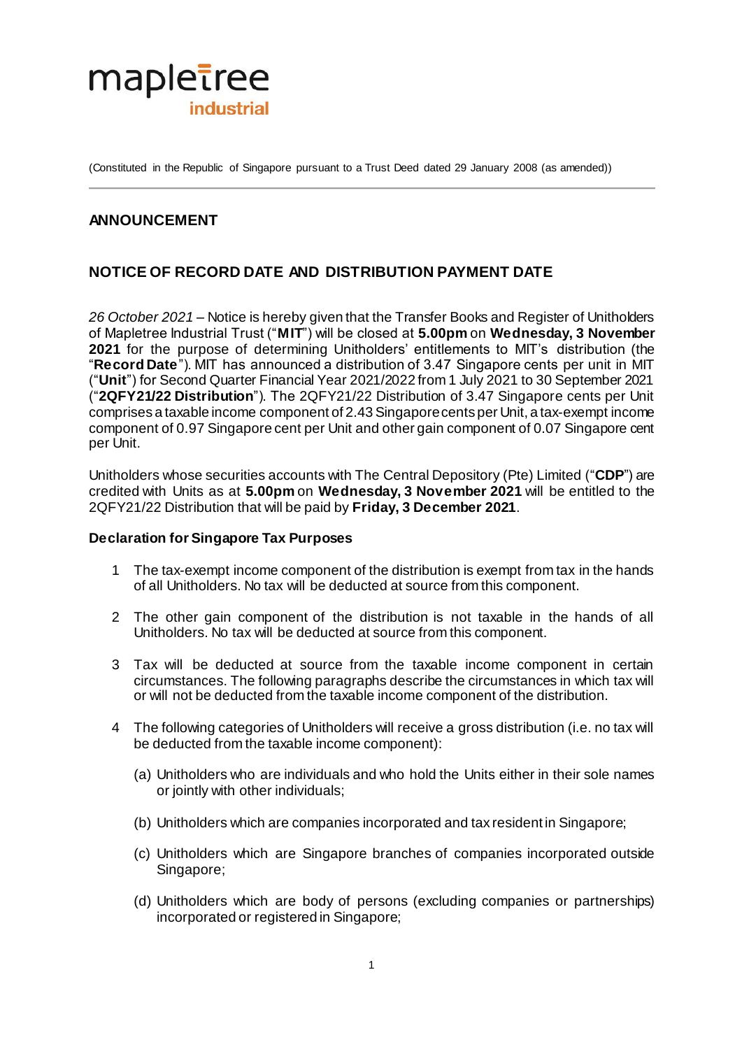mapletree
industrial

(Constituted in the Republic of Singapore pursuant to a Trust Deed dated 29 January 2008 (as amended))

## ANNOUNCEMENT

## NOTICE OF RECORD DATE AND DISTRIBUTION PAYMENT DATE

*26 October 2021* – Notice is hereby given that the Transfer Books and Register of Unitholders of Mapletree Industrial Trust ("**MIT**") will be closed at **5.00pm** on **Wednesday, 3 November 2021** for the purpose of determining Unitholders' entitlements to MIT's distribution (the "**Record Date**"). MIT has announced a distribution of 3.47 Singapore cents per unit in MIT ("**Unit**") for Second Quarter Financial Year 2021/2022 from 1 July 2021 to 30 September 2021 ("**2QFY21/22 Distribution**"). The 2QFY21/22 Distribution of 3.47 Singapore cents per Unit comprises a taxable income component of 2.43 Singapore cents per Unit, a tax-exempt income component of 0.97 Singapore cent per Unit and other gain component of 0.07 Singapore cent per Unit.

Unitholders whose securities accounts with The Central Depository (Pte) Limited ("**CDP**") are credited with Units as at **5.00pm** on **Wednesday, 3 November 2021** will be entitled to the 2QFY21/22 Distribution that will be paid by **Friday, 3 December 2021**.

**Declaration for Singapore Tax Purposes**

1. The tax-exempt income component of the distribution is exempt from tax in the hands of all Unitholders. No tax will be deducted at source from this component.

2. The other gain component of the distribution is not taxable in the hands of all Unitholders. No tax will be deducted at source from this component.

3. Tax will be deducted at source from the taxable income component in certain circumstances. The following paragraphs describe the circumstances in which tax will or will not be deducted from the taxable income component of the distribution.

4. The following categories of Unitholders will receive a gross distribution (i.e. no tax will be deducted from the taxable income component):

   (a) Unitholders who are individuals and who hold the Units either in their sole names or jointly with other individuals;

   (b) Unitholders which are companies incorporated and tax resident in Singapore;

   (c) Unitholders which are Singapore branches of companies incorporated outside Singapore;

   (d) Unitholders which are body of persons (excluding companies or partnerships) incorporated or registered in Singapore;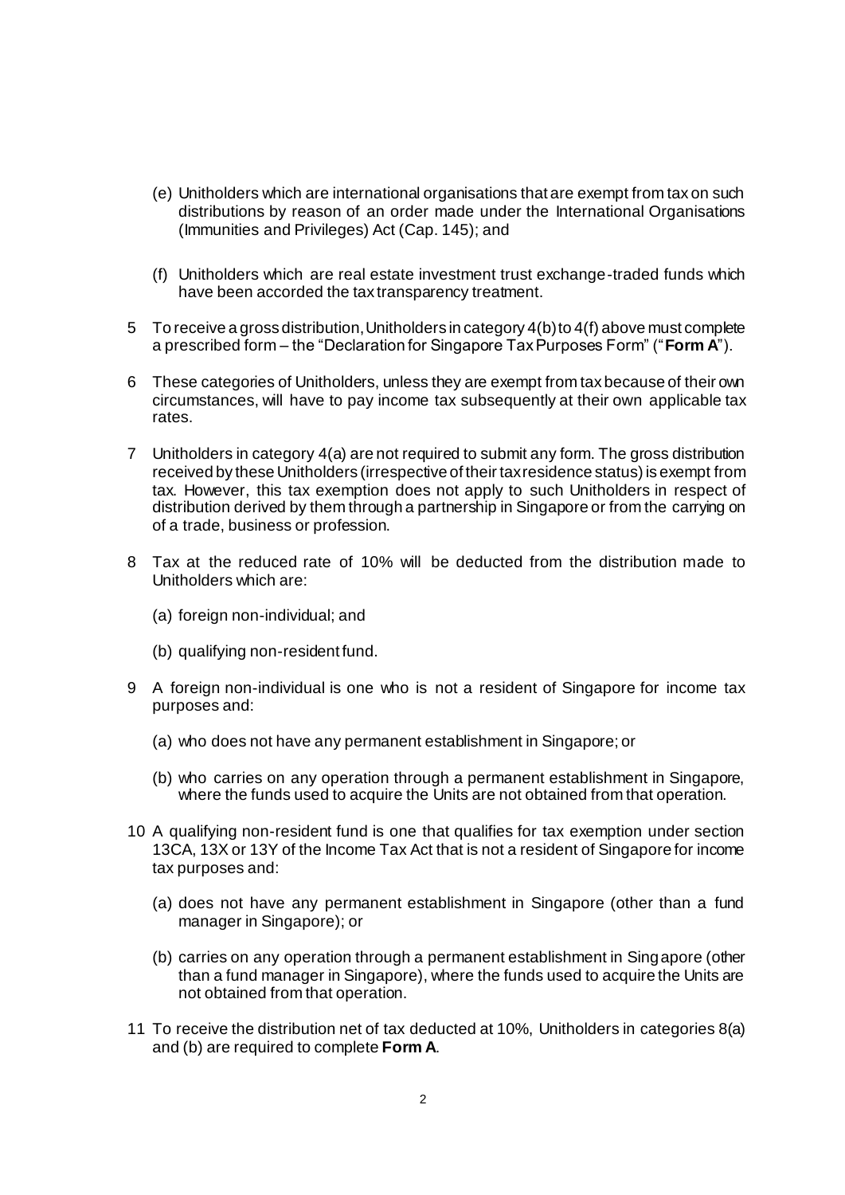(e) Unitholders which are international organisations that are exempt from tax on such distributions by reason of an order made under the International Organisations (Immunities and Privileges) Act (Cap. 145); and

(f) Unitholders which are real estate investment trust exchange-traded funds which have been accorded the tax transparency treatment.

5 To receive a gross distribution, Unitholders in category 4(b) to 4(f) above must complete a prescribed form – the "Declaration for Singapore Tax Purposes Form" ("**Form A**").

6 These categories of Unitholders, unless they are exempt from tax because of their own circumstances, will have to pay income tax subsequently at their own applicable tax rates.

7 Unitholders in category 4(a) are not required to submit any form. The gross distribution received by these Unitholders (irrespective of their tax residence status) is exempt from tax. However, this tax exemption does not apply to such Unitholders in respect of distribution derived by them through a partnership in Singapore or from the carrying on of a trade, business or profession.

8 Tax at the reduced rate of 10% will be deducted from the distribution made to Unitholders which are:

(a) foreign non-individual; and

(b) qualifying non-resident fund.

9 A foreign non-individual is one who is not a resident of Singapore for income tax purposes and:

(a) who does not have any permanent establishment in Singapore; or

(b) who carries on any operation through a permanent establishment in Singapore, where the funds used to acquire the Units are not obtained from that operation.

10 A qualifying non-resident fund is one that qualifies for tax exemption under section 13CA, 13X or 13Y of the Income Tax Act that is not a resident of Singapore for income tax purposes and:

(a) does not have any permanent establishment in Singapore (other than a fund manager in Singapore); or

(b) carries on any operation through a permanent establishment in Singapore (other than a fund manager in Singapore), where the funds used to acquire the Units are not obtained from that operation.

11 To receive the distribution net of tax deducted at 10%, Unitholders in categories 8(a) and (b) are required to complete **Form A**.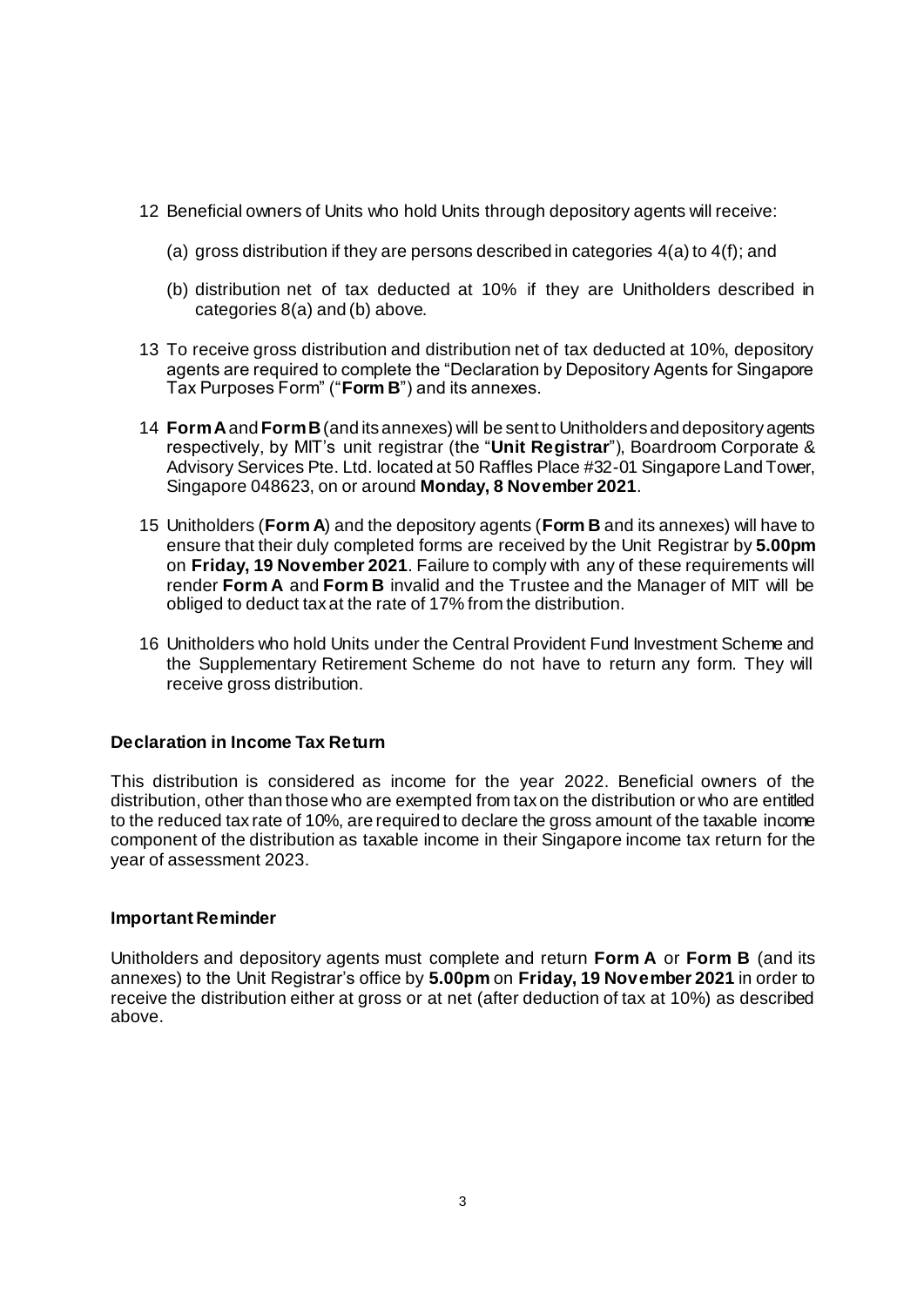12 Beneficial owners of Units who hold Units through depository agents will receive:

   (a) gross distribution if they are persons described in categories 4(a) to 4(f); and

   (b) distribution net of tax deducted at 10% if they are Unitholders described in categories 8(a) and (b) above.

13 To receive gross distribution and distribution net of tax deducted at 10%, depository agents are required to complete the "Declaration by Depository Agents for Singapore Tax Purposes Form" ("**Form B**") and its annexes.

14 **Form A** and **Form B** (and its annexes) will be sent to Unitholders and depository agents respectively, by MIT's unit registrar (the "**Unit Registrar**"), Boardroom Corporate & Advisory Services Pte. Ltd. located at 50 Raffles Place #32-01 Singapore Land Tower, Singapore 048623, on or around **Monday, 8 November 2021**.

15 Unitholders (**Form A**) and the depository agents (**Form B** and its annexes) will have to ensure that their duly completed forms are received by the Unit Registrar by **5.00pm** on **Friday, 19 November 2021**. Failure to comply with any of these requirements will render **Form A** and **Form B** invalid and the Trustee and the Manager of MIT will be obliged to deduct tax at the rate of 17% from the distribution.

16 Unitholders who hold Units under the Central Provident Fund Investment Scheme and the Supplementary Retirement Scheme do not have to return any form. They will receive gross distribution.

**Declaration in Income Tax Return**

This distribution is considered as income for the year 2022. Beneficial owners of the distribution, other than those who are exempted from tax on the distribution or who are entitled to the reduced tax rate of 10%, are required to declare the gross amount of the taxable income component of the distribution as taxable income in their Singapore income tax return for the year of assessment 2023.

**Important Reminder**

Unitholders and depository agents must complete and return **Form A** or **Form B** (and its annexes) to the Unit Registrar's office by **5.00pm** on **Friday, 19 November 2021** in order to receive the distribution either at gross or at net (after deduction of tax at 10%) as described above.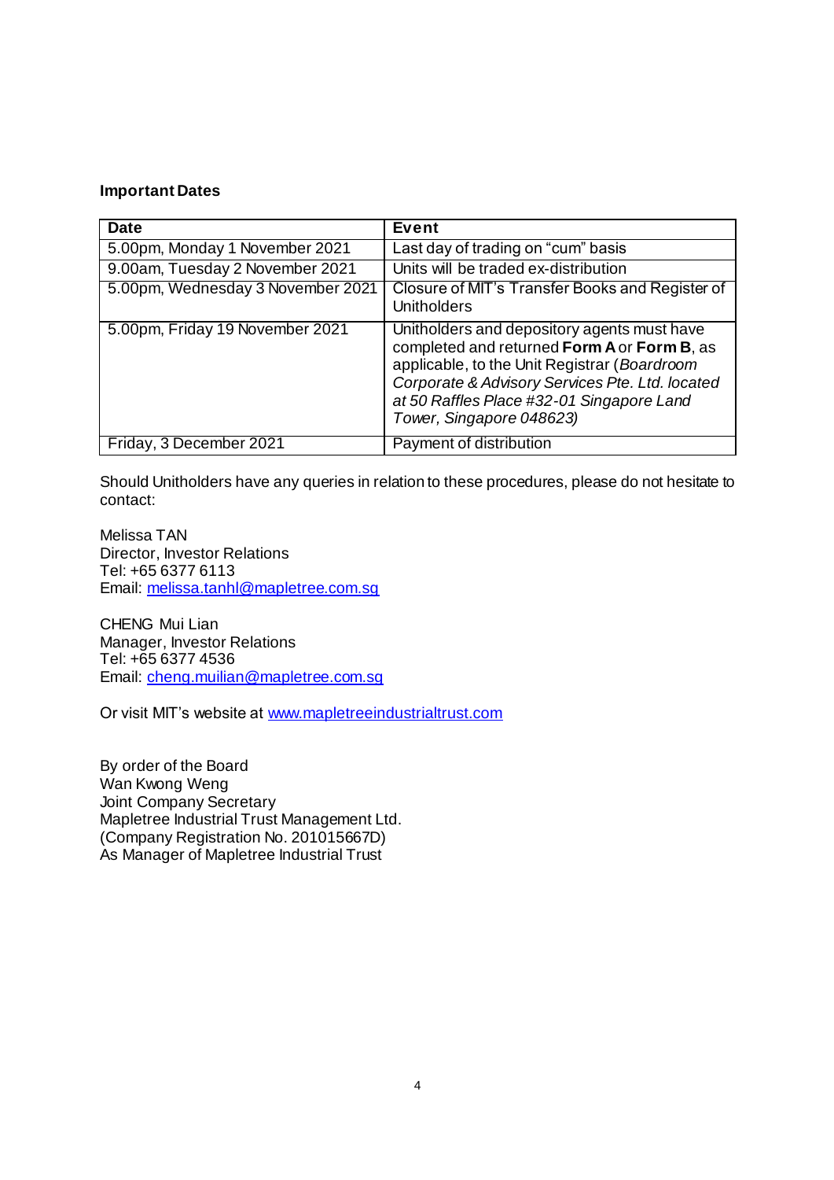**Important Dates**

| Date | Event |
|---|---|
| 5.00pm, Monday 1 November 2021 | Last day of trading on "cum" basis |
| 9.00am, Tuesday 2 November 2021 | Units will be traded ex-distribution |
| 5.00pm, Wednesday 3 November 2021 | Closure of MIT's Transfer Books and Register of Unitholders |
| 5.00pm, Friday 19 November 2021 | Unitholders and depository agents must have completed and returned **Form A** or **Form B**, as applicable, to the Unit Registrar (*Boardroom Corporate & Advisory Services Pte. Ltd. located at 50 Raffles Place #32-01 Singapore Land Tower, Singapore 048623*) |
| Friday, 3 December 2021 | Payment of distribution |

Should Unitholders have any queries in relation to these procedures, please do not hesitate to contact:

Melissa TAN
Director, Investor Relations
Tel: +65 6377 6113
Email: melissa.tanhl@mapletree.com.sg

CHENG Mui Lian
Manager, Investor Relations
Tel: +65 6377 4536
Email: cheng.muilian@mapletree.com.sg

Or visit MIT's website at www.mapletreeindustrialtrust.com

By order of the Board
Wan Kwong Weng
Joint Company Secretary
Mapletree Industrial Trust Management Ltd.
(Company Registration No. 201015667D)
As Manager of Mapletree Industrial Trust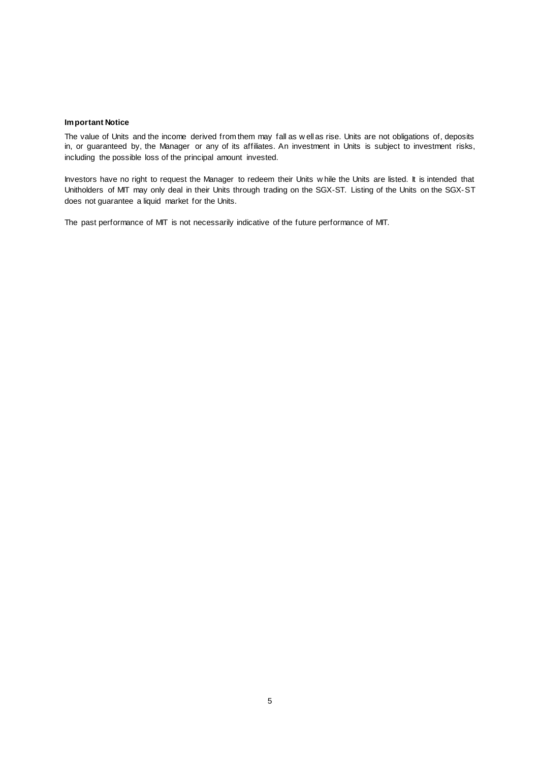**Important Notice**

The value of Units and the income derived from them may fall as well as rise. Units are not obligations of, deposits in, or guaranteed by, the Manager or any of its affiliates. An investment in Units is subject to investment risks, including the possible loss of the principal amount invested.

Investors have no right to request the Manager to redeem their Units while the Units are listed. It is intended that Unitholders of MIT may only deal in their Units through trading on the SGX-ST. Listing of the Units on the SGX-ST does not guarantee a liquid market for the Units.

The past performance of MIT is not necessarily indicative of the future performance of MIT.